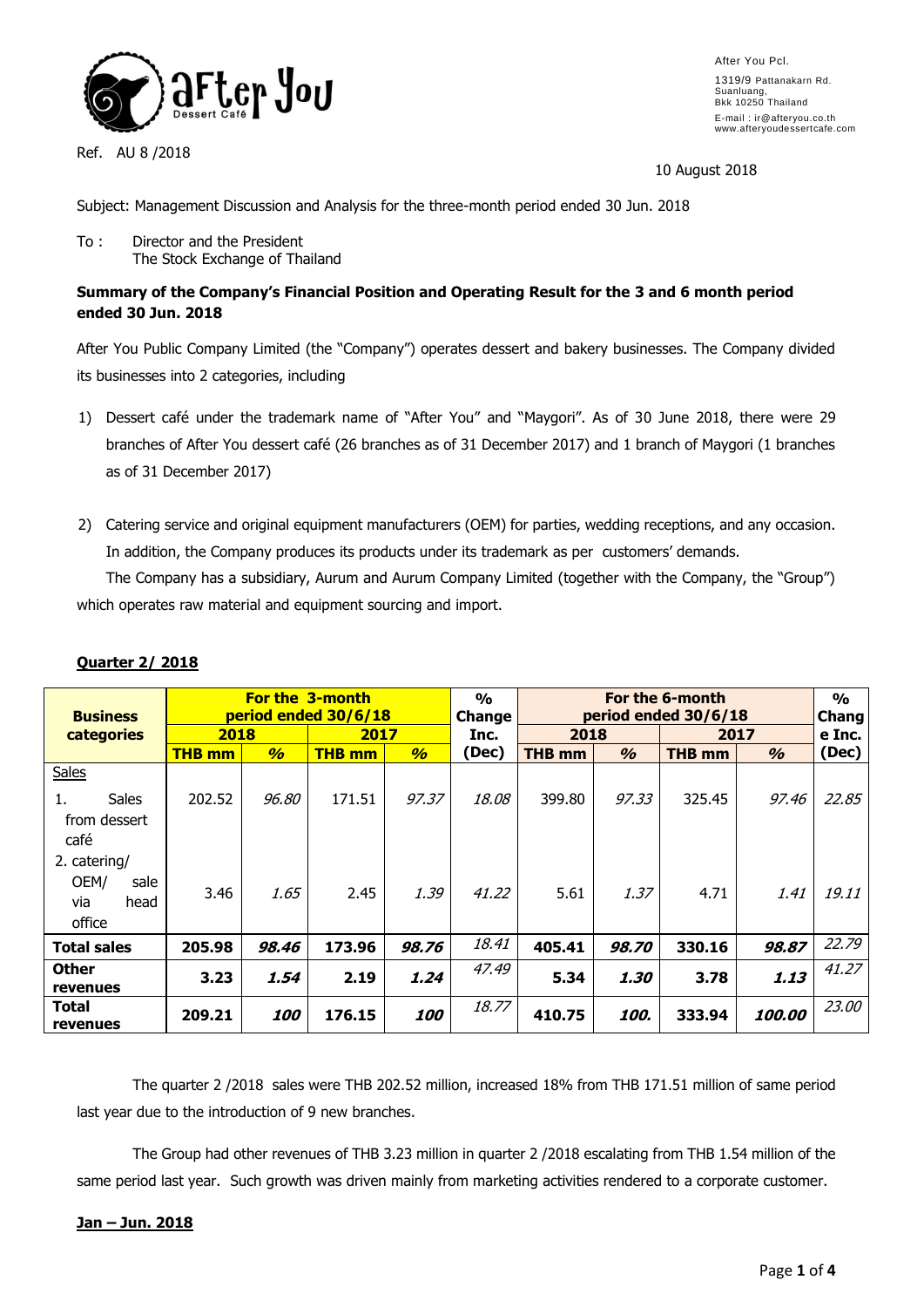After You Pcl.
1319/9 Pattanakarn Rd.
Suanluang,
Bkk 10250 Thailand
E-mail : ir@afteryou.co.th
www.afteryoudessertcafe.com

Ref. AU 8 /2018

10 August 2018

Subject: Management Discussion and Analysis for the three-month period ended 30 Jun. 2018

To : Director and the President
The Stock Exchange of Thailand

**Summary of the Company's Financial Position and Operating Result for the 3 and 6 month period ended 30 Jun. 2018**

After You Public Company Limited (the "Company") operates dessert and bakery businesses. The Company divided its businesses into 2 categories, including

1) Dessert café under the trademark name of "After You" and "Maygori". As of 30 June 2018, there were 29 branches of After You dessert café (26 branches as of 31 December 2017) and 1 branch of Maygori (1 branches as of 31 December 2017)

2) Catering service and original equipment manufacturers (OEM) for parties, wedding receptions, and any occasion. In addition, the Company produces its products under its trademark as per customers' demands.

The Company has a subsidiary, Aurum and Aurum Company Limited (together with the Company, the "Group") which operates raw material and equipment sourcing and import.

**Quarter 2/ 2018**

| Business categories | For the 3-month period ended 30/6/18 | | | | % Change Inc. (Dec) | For the 6-month period ended 30/6/18 | | | | % Change Inc. (Dec) |
|---|---|---|---|---|---|---|---|---|---|---|
| | 2018 | | 2017 | | | 2018 | | 2017 | | |
| | THB mm | % | THB mm | % | | THB mm | % | THB mm | % | |
| Sales | | | | | | | | | | |
| 1. Sales from dessert café | 202.52 | *96.80* | 171.51 | *97.37* | *18.08* | 399.80 | *97.33* | 325.45 | *97.46* | *22.85* |
| 2. catering/ OEM/ sale via head office | 3.46 | *1.65* | 2.45 | *1.39* | *41.22* | 5.61 | *1.37* | 4.71 | *1.41* | *19.11* |
| **Total sales** | **205.98** | ***98.46*** | **173.96** | ***98.76*** | *18.41* | **405.41** | ***98.70*** | **330.16** | ***98.87*** | *22.79* |
| **Other revenues** | **3.23** | ***1.54*** | **2.19** | ***1.24*** | *47.49* | **5.34** | ***1.30*** | **3.78** | ***1.13*** | *41.27* |
| **Total revenues** | **209.21** | ***100*** | **176.15** | ***100*** | *18.77* | **410.75** | ***100.*** | **333.94** | ***100.00*** | *23.00* |

The quarter 2 /2018 sales were THB 202.52 million, increased 18% from THB 171.51 million of same period last year due to the introduction of 9 new branches.

The Group had other revenues of THB 3.23 million in quarter 2 /2018 escalating from THB 1.54 million of the same period last year. Such growth was driven mainly from marketing activities rendered to a corporate customer.

**Jan – Jun. 2018**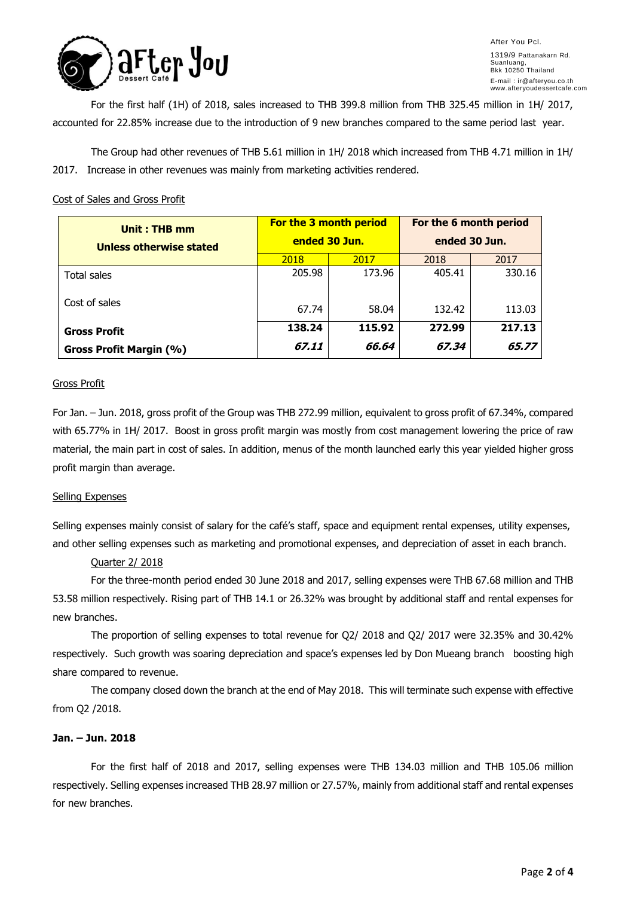For the first half (1H) of 2018, sales increased to THB 399.8 million from THB 325.45 million in 1H/ 2017, accounted for 22.85% increase due to the introduction of 9 new branches compared to the same period last year.

The Group had other revenues of THB 5.61 million in 1H/ 2018 which increased from THB 4.71 million in 1H/ 2017. Increase in other revenues was mainly from marketing activities rendered.

Cost of Sales and Gross Profit

| **Unit : THB mm Unless otherwise stated** | **For the 3 month period ended 30 Jun.** | | **For the 6 month period ended 30 Jun.** | |
|---|---|---|---|---|
| | 2018 | 2017 | 2018 | 2017 |
| Total sales | 205.98 | 173.96 | 405.41 | 330.16 |
| Cost of sales | 67.74 | 58.04 | 132.42 | 113.03 |
| **Gross Profit** | **138.24** | **115.92** | **272.99** | **217.13** |
| **Gross Profit Margin (%)** | ***67.11*** | ***66.64*** | ***67.34*** | ***65.77*** |

Gross Profit

For Jan. – Jun. 2018, gross profit of the Group was THB 272.99 million, equivalent to gross profit of 67.34%, compared with 65.77% in 1H/ 2017. Boost in gross profit margin was mostly from cost management lowering the price of raw material, the main part in cost of sales. In addition, menus of the month launched early this year yielded higher gross profit margin than average.

Selling Expenses

Selling expenses mainly consist of salary for the café's staff, space and equipment rental expenses, utility expenses, and other selling expenses such as marketing and promotional expenses, and depreciation of asset in each branch.

Quarter 2/ 2018

For the three-month period ended 30 June 2018 and 2017, selling expenses were THB 67.68 million and THB 53.58 million respectively. Rising part of THB 14.1 or 26.32% was brought by additional staff and rental expenses for new branches.

The proportion of selling expenses to total revenue for Q2/ 2018 and Q2/ 2017 were 32.35% and 30.42% respectively. Such growth was soaring depreciation and space's expenses led by Don Mueang branch boosting high share compared to revenue.

The company closed down the branch at the end of May 2018. This will terminate such expense with effective from Q2 /2018.

**Jan. – Jun. 2018**

For the first half of 2018 and 2017, selling expenses were THB 134.03 million and THB 105.06 million respectively. Selling expenses increased THB 28.97 million or 27.57%, mainly from additional staff and rental expenses for new branches.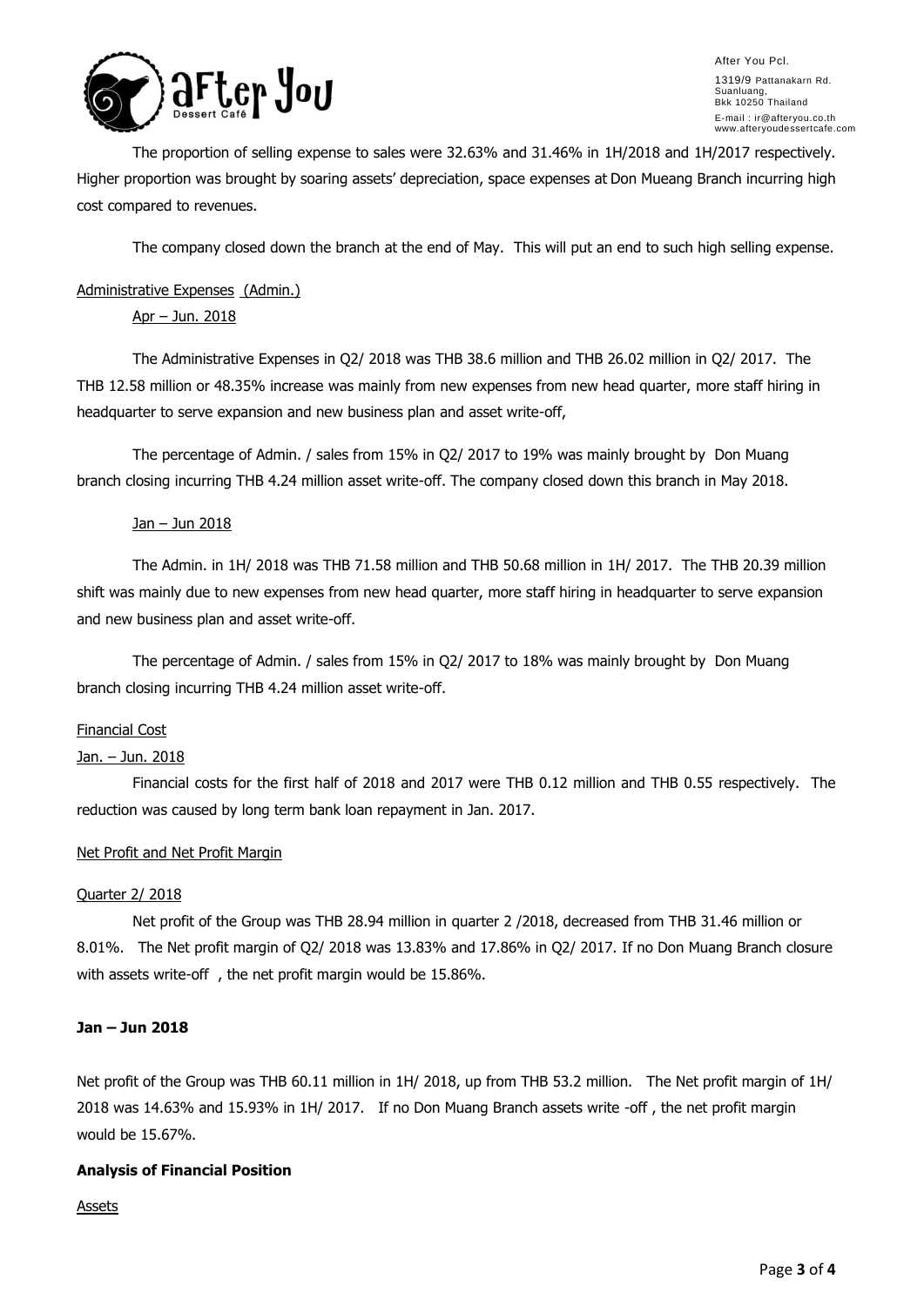The proportion of selling expense to sales were 32.63% and 31.46% in 1H/2018 and 1H/2017 respectively. Higher proportion was brought by soaring assets' depreciation, space expenses at Don Mueang Branch incurring high cost compared to revenues.

The company closed down the branch at the end of May. This will put an end to such high selling expense.

Administrative Expenses (Admin.)

Apr – Jun. 2018

The Administrative Expenses in Q2/ 2018 was THB 38.6 million and THB 26.02 million in Q2/ 2017. The THB 12.58 million or 48.35% increase was mainly from new expenses from new head quarter, more staff hiring in headquarter to serve expansion and new business plan and asset write-off,

The percentage of Admin. / sales from 15% in Q2/ 2017 to 19% was mainly brought by Don Muang branch closing incurring THB 4.24 million asset write-off. The company closed down this branch in May 2018.

Jan – Jun 2018

The Admin. in 1H/ 2018 was THB 71.58 million and THB 50.68 million in 1H/ 2017. The THB 20.39 million shift was mainly due to new expenses from new head quarter, more staff hiring in headquarter to serve expansion and new business plan and asset write-off.

The percentage of Admin. / sales from 15% in Q2/ 2017 to 18% was mainly brought by Don Muang branch closing incurring THB 4.24 million asset write-off.

Financial Cost

Jan. – Jun. 2018

Financial costs for the first half of 2018 and 2017 were THB 0.12 million and THB 0.55 respectively. The reduction was caused by long term bank loan repayment in Jan. 2017.

Net Profit and Net Profit Margin

Quarter 2/ 2018

Net profit of the Group was THB 28.94 million in quarter 2 /2018, decreased from THB 31.46 million or 8.01%. The Net profit margin of Q2/ 2018 was 13.83% and 17.86% in Q2/ 2017. If no Don Muang Branch closure with assets write-off , the net profit margin would be 15.86%.

**Jan – Jun 2018**

Net profit of the Group was THB 60.11 million in 1H/ 2018, up from THB 53.2 million. The Net profit margin of 1H/ 2018 was 14.63% and 15.93% in 1H/ 2017. If no Don Muang Branch assets write -off , the net profit margin would be 15.67%.

**Analysis of Financial Position**

Assets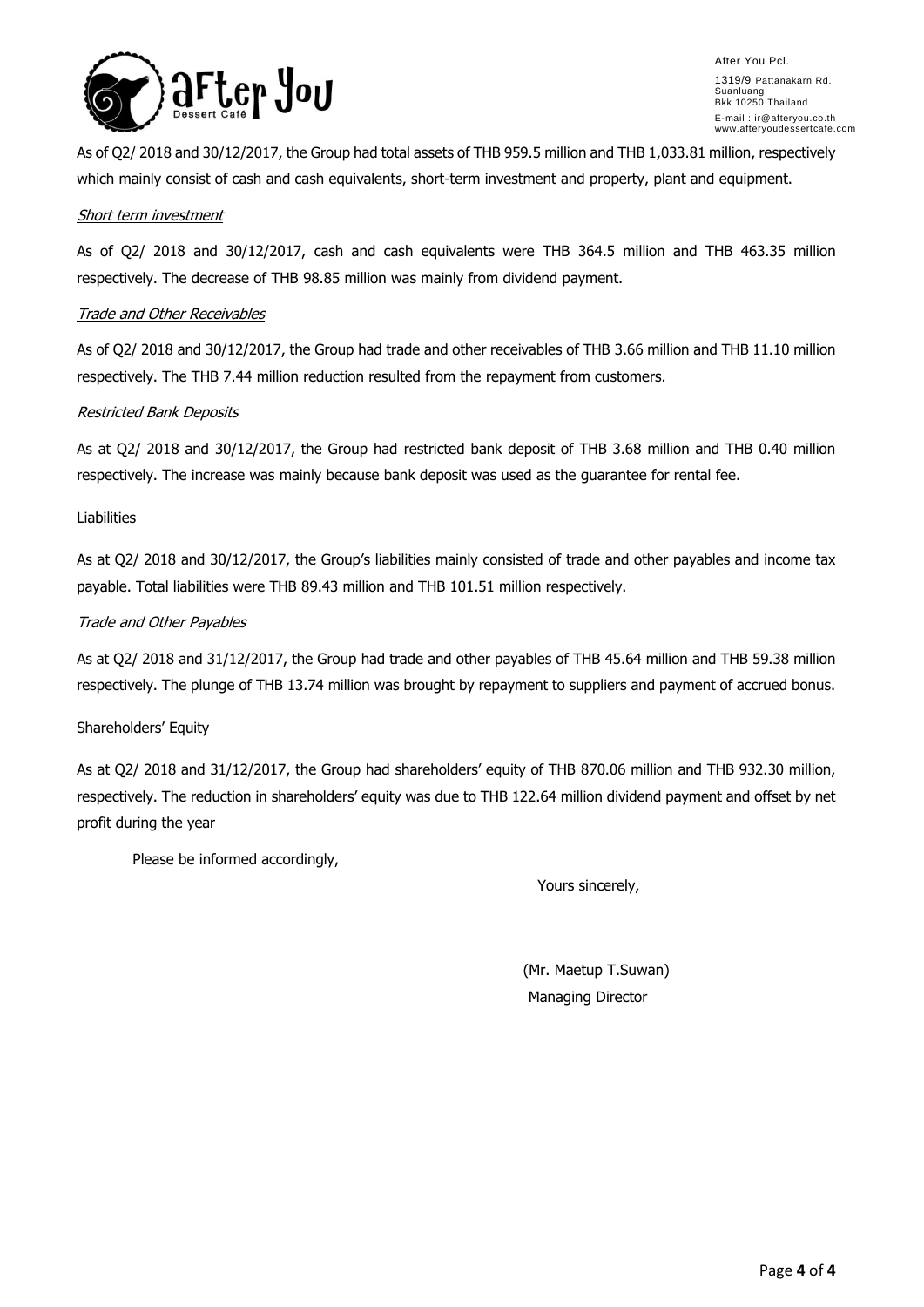As of Q2/ 2018 and 30/12/2017, the Group had total assets of THB 959.5 million and THB 1,033.81 million, respectively which mainly consist of cash and cash equivalents, short-term investment and property, plant and equipment.

*Short term investment*

As of Q2/ 2018 and 30/12/2017, cash and cash equivalents were THB 364.5 million and THB 463.35 million respectively. The decrease of THB 98.85 million was mainly from dividend payment.

*Trade and Other Receivables*

As of Q2/ 2018 and 30/12/2017, the Group had trade and other receivables of THB 3.66 million and THB 11.10 million respectively. The THB 7.44 million reduction resulted from the repayment from customers.

*Restricted Bank Deposits*

As at Q2/ 2018 and 30/12/2017, the Group had restricted bank deposit of THB 3.68 million and THB 0.40 million respectively. The increase was mainly because bank deposit was used as the guarantee for rental fee.

Liabilities

As at Q2/ 2018 and 30/12/2017, the Group's liabilities mainly consisted of trade and other payables and income tax payable. Total liabilities were THB 89.43 million and THB 101.51 million respectively.

*Trade and Other Payables*

As at Q2/ 2018 and 31/12/2017, the Group had trade and other payables of THB 45.64 million and THB 59.38 million respectively. The plunge of THB 13.74 million was brought by repayment to suppliers and payment of accrued bonus.

Shareholders' Equity

As at Q2/ 2018 and 31/12/2017, the Group had shareholders' equity of THB 870.06 million and THB 932.30 million, respectively. The reduction in shareholders' equity was due to THB 122.64 million dividend payment and offset by net profit during the year

Please be informed accordingly,

Yours sincerely,

(Mr. Maetup T.Suwan)
Managing Director